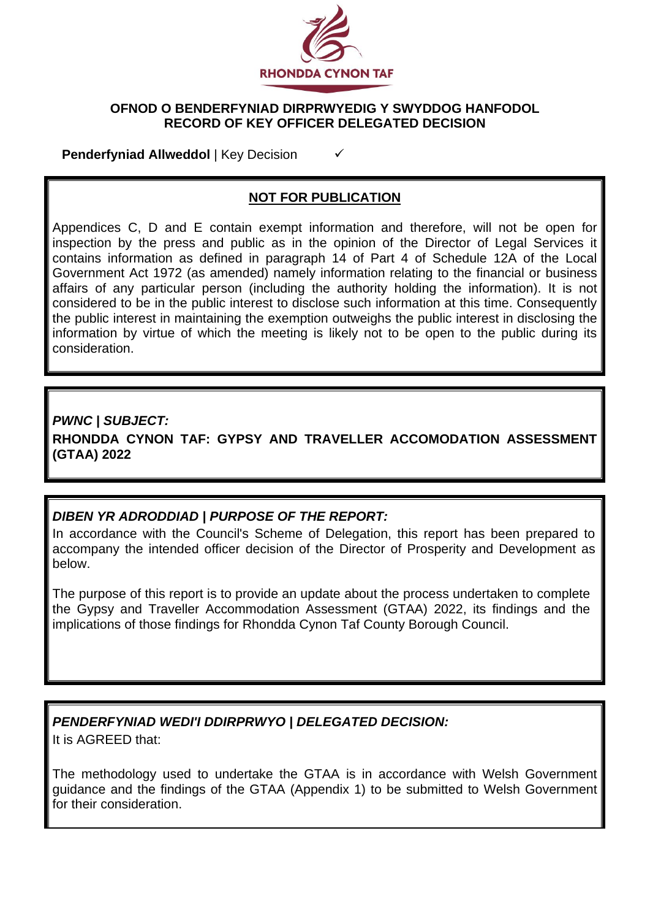RHONDDA CYNON TAF

**OFNOD O BENDERFYNIAD DIRPRWYEDIG Y SWYDDOG HANFODOL**
**RECORD OF KEY OFFICER DELEGATED DECISION**

**Penderfyniad Allweddol** | Key Decision ✓

## NOT FOR PUBLICATION

Appendices C, D and E contain exempt information and therefore, will not be open for inspection by the press and public as in the opinion of the Director of Legal Services it contains information as defined in paragraph 14 of Part 4 of Schedule 12A of the Local Government Act 1972 (as amended) namely information relating to the financial or business affairs of any particular person (including the authority holding the information). It is not considered to be in the public interest to disclose such information at this time. Consequently the public interest in maintaining the exemption outweighs the public interest in disclosing the information by virtue of which the meeting is likely not to be open to the public during its consideration.

***PWNC | SUBJECT:***

**RHONDDA CYNON TAF: GYPSY AND TRAVELLER ACCOMODATION ASSESSMENT (GTAA) 2022**

***DIBEN YR ADRODDIAD | PURPOSE OF THE REPORT:***

In accordance with the Council's Scheme of Delegation, this report has been prepared to accompany the intended officer decision of the Director of Prosperity and Development as below.

The purpose of this report is to provide an update about the process undertaken to complete the Gypsy and Traveller Accommodation Assessment (GTAA) 2022, its findings and the implications of those findings for Rhondda Cynon Taf County Borough Council.

***PENDERFYNIAD WEDI'I DDIRPRWYO | DELEGATED DECISION:***

It is AGREED that:

The methodology used to undertake the GTAA is in accordance with Welsh Government guidance and the findings of the GTAA (Appendix 1) to be submitted to Welsh Government for their consideration.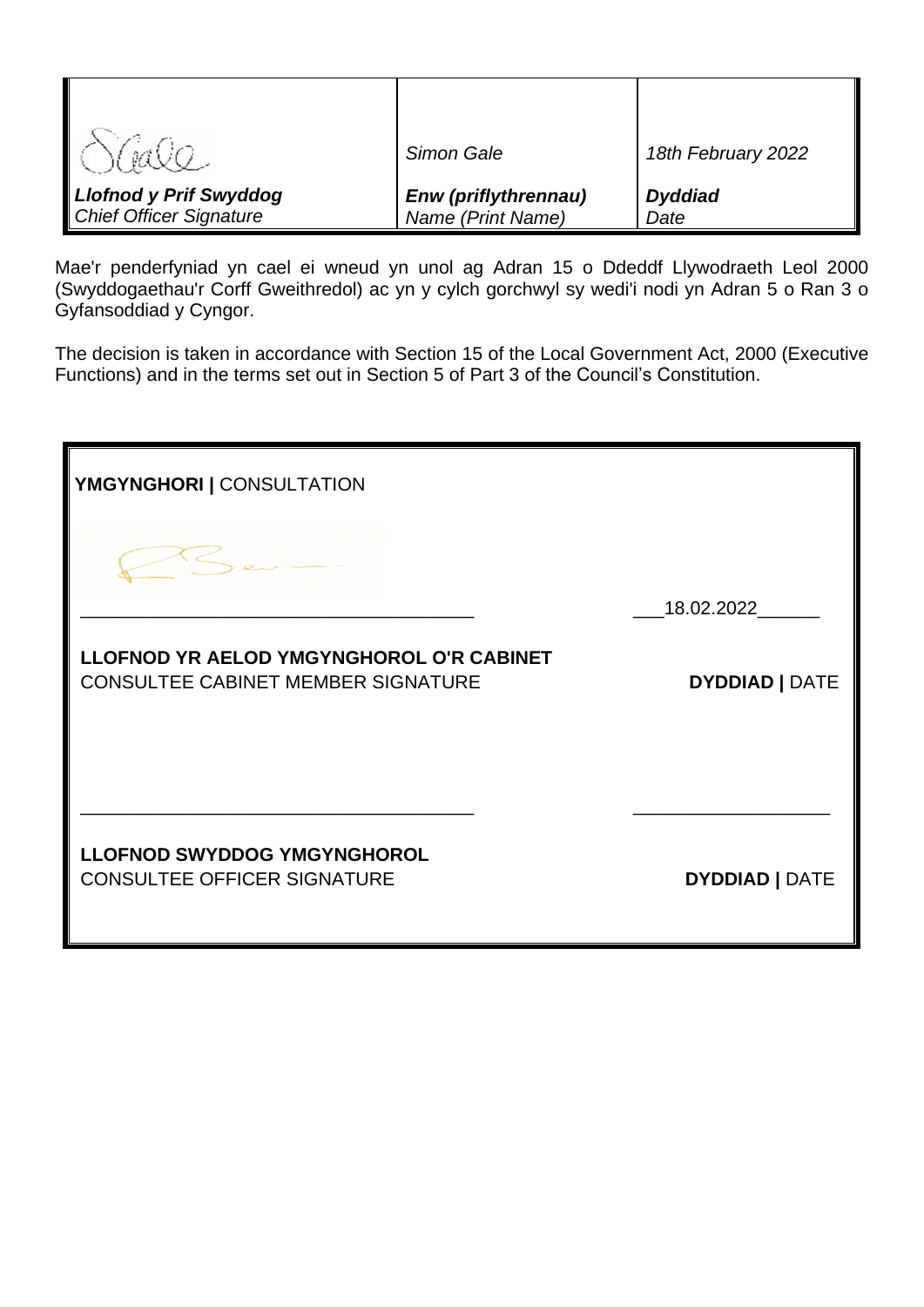| | | |
|---|---|---|
| | *Simon Gale* | *18th February 2022* |
| ***Llofnod y Prif Swyddog***<br>*Chief Officer Signature* | ***Enw (priflythrennau)***<br>*Name (Print Name)* | ***Dyddiad***<br>*Date* |

Mae'r penderfyniad yn cael ei wneud yn unol ag Adran 15 o Ddeddf Llywodraeth Leol 2000 (Swyddogaethau'r Corff Gweithredol) ac yn y cylch gorchwyl sy wedi'i nodi yn Adran 5 o Ran 3 o Gyfansoddiad y Cyngor.

The decision is taken in accordance with Section 15 of the Local Government Act, 2000 (Executive Functions) and in the terms set out in Section 5 of Part 3 of the Council's Constitution.

**YMGYNGHORI |** CONSULTATION

_______________________________________ ___18.02.2022______

**LLOFNOD YR AELOD YMGYNGHOROL O'R CABINET**
CONSULTEE CABINET MEMBER SIGNATURE **DYDDIAD |** DATE

_______________________________________ ___________________

**LLOFNOD SWYDDOG YMGYNGHOROL**
CONSULTEE OFFICER SIGNATURE **DYDDIAD |** DATE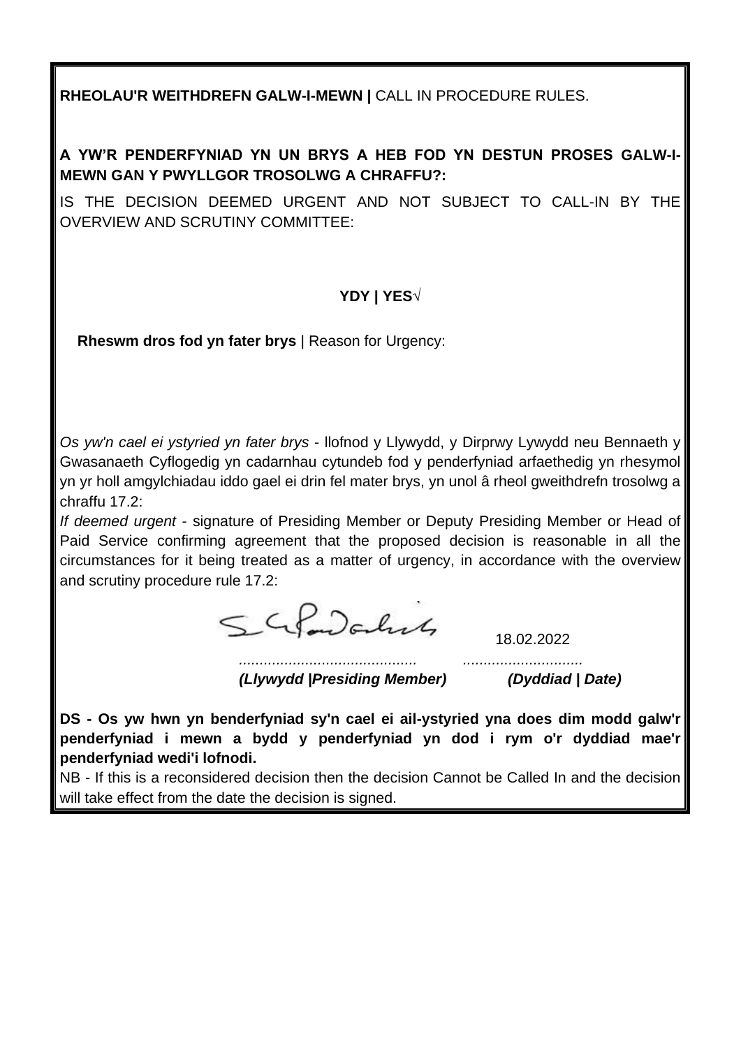**RHEOLAU'R WEITHDREFN GALW-I-MEWN |** CALL IN PROCEDURE RULES.

**A YW'R PENDERFYNIAD YN UN BRYS A HEB FOD YN DESTUN PROSES GALW-I-MEWN GAN Y PWYLLGOR TROSOLWG A CHRAFFU?:**

IS THE DECISION DEEMED URGENT AND NOT SUBJECT TO CALL-IN BY THE OVERVIEW AND SCRUTINY COMMITTEE:

**YDY | YES**√

**Rheswm dros fod yn fater brys** | Reason for Urgency:

*Os yw'n cael ei ystyried yn fater brys* - llofnod y Llywydd, y Dirprwy Lywydd neu Bennaeth y Gwasanaeth Cyflogedig yn cadarnhau cytundeb fod y penderfyniad arfaethedig yn rhesymol yn yr holl amgylchiadau iddo gael ei drin fel mater brys, yn unol â rheol gweithdrefn trosolwg a chraffu 17.2:

*If deemed urgent* - signature of Presiding Member or Deputy Presiding Member or Head of Paid Service confirming agreement that the proposed decision is reasonable in all the circumstances for it being treated as a matter of urgency, in accordance with the overview and scrutiny procedure rule 17.2:

[Signature] 18.02.2022

........................................... .............................

***(Llywydd |Presiding Member)*** ***(Dyddiad | Date)***

**DS - Os yw hwn yn benderfyniad sy'n cael ei ail-ystyried yna does dim modd galw'r penderfyniad i mewn a bydd y penderfyniad yn dod i rym o'r dyddiad mae'r penderfyniad wedi'i lofnodi.**

NB - If this is a reconsidered decision then the decision Cannot be Called In and the decision will take effect from the date the decision is signed.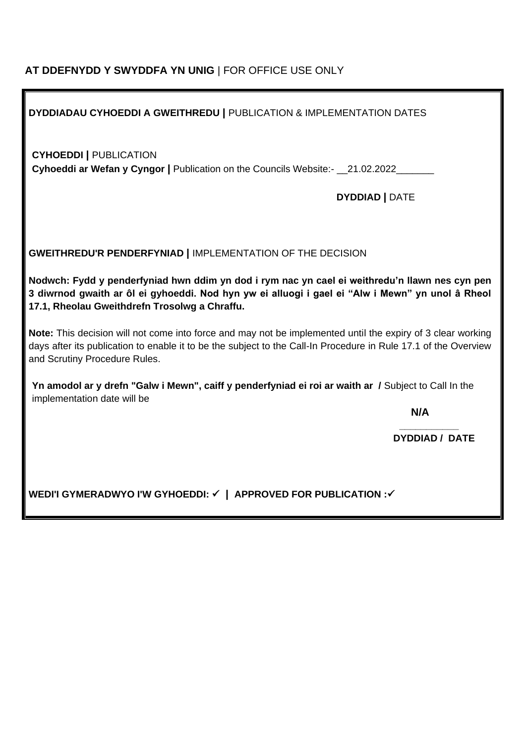**AT DDEFNYDD Y SWYDDFA YN UNIG** | FOR OFFICE USE ONLY

**DYDDIADAU CYHOEDDI A GWEITHREDU |** PUBLICATION & IMPLEMENTATION DATES

**CYHOEDDI |** PUBLICATION

**Cyhoeddi ar Wefan y Cyngor |** Publication on the Councils Website:- __21.02.2022_______

**DYDDIAD |** DATE

**GWEITHREDU'R PENDERFYNIAD |** IMPLEMENTATION OF THE DECISION

**Nodwch: Fydd y penderfyniad hwn ddim yn dod i rym nac yn cael ei weithredu'n llawn nes cyn pen 3 diwrnod gwaith ar ôl ei gyhoeddi. Nod hyn yw ei alluogi i gael ei "Alw i Mewn" yn unol â Rheol 17.1, Rheolau Gweithdrefn Trosolwg a Chraffu.**

**Note:** This decision will not come into force and may not be implemented until the expiry of 3 clear working days after its publication to enable it to be the subject to the Call-In Procedure in Rule 17.1 of the Overview and Scrutiny Procedure Rules.

**Yn amodol ar y drefn "Galw i Mewn", caiff y penderfyniad ei roi ar waith ar /** Subject to Call In the implementation date will be

**N/A**

**DYDDIAD / DATE**

**WEDI'I GYMERADWYO I'W GYHOEDDI: ✓ | APPROVED FOR PUBLICATION :✓**